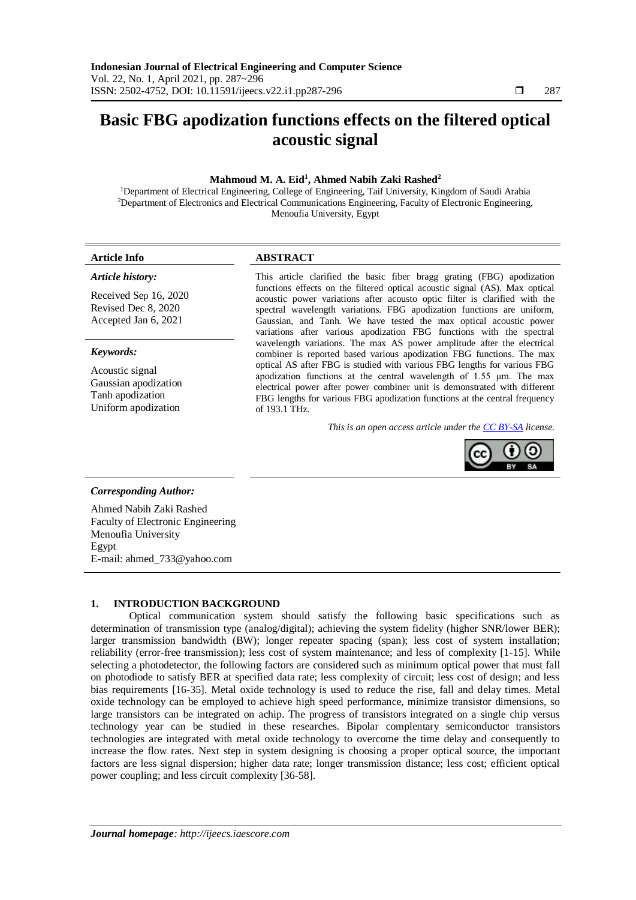# Basic FBG apodization functions effects on the filtered optical acoustic signal

**Mahmoud M. A. Eid[1], Ahmed Nabih Zaki Rashed[2]**

[1]Department of Electrical Engineering, College of Engineering, Taif University, Kingdom of Saudi Arabia
[2]Department of Electronics and Electrical Communications Engineering, Faculty of Electronic Engineering, Menoufia University, Egypt

| **Article Info** | **ABSTRACT** |
|---|---|
| ***Article history:***<br><br>Received Sep 16, 2020<br>Revised Dec 8, 2020<br>Accepted Jan 6, 2021<br><br>***Keywords:***<br><br>Acoustic signal<br>Gaussian apodization<br>Tanh apodization<br>Uniform apodization | This article clarified the basic fiber bragg grating (FBG) apodization functions effects on the filtered optical acoustic signal (AS). Max optical acoustic power variations after acousto optic filter is clarified with the spectral wavelength variations. FBG apodization functions are uniform, Gaussian, and Tanh. We have tested the max optical acoustic power variations after various apodization FBG functions with the spectral wavelength variations. The max AS power amplitude after the electrical combiner is reported based various apodization FBG functions. The max optical AS after FBG is studied with various FBG lengths for various FBG apodization functions at the central wavelength of 1.55 μm. The max electrical power after power combiner unit is demonstrated with different FBG lengths for various FBG apodization functions at the central frequency of 193.1 THz.<br><br>*This is an open access article under the CC BY-SA license.* |

***Corresponding Author:***

Ahmed Nabih Zaki Rashed
Faculty of Electronic Engineering
Menoufia University
Egypt
E-mail: ahmed_733@yahoo.com

## 1. INTRODUCTION BACKGROUND

Optical communication system should satisfy the following basic specifications such as determination of transmission type (analog/digital); achieving the system fidelity (higher SNR/lower BER); larger transmission bandwidth (BW); longer repeater spacing (span); less cost of system installation; reliability (error-free transmission); less cost of system maintenance; and less of complexity [1-15]. While selecting a photodetector, the following factors are considered such as minimum optical power that must fall on photodiode to satisfy BER at specified data rate; less complexity of circuit; less cost of design; and less bias requirements [16-35]. Metal oxide technology is used to reduce the rise, fall and delay times. Metal oxide technology can be employed to achieve high speed performance, minimize transistor dimensions, so large transistors can be integrated on achip. The progress of transistors integrated on a single chip versus technology year can be studied in these researches. Bipolar complentary semiconductor transistors technologies are integrated with metal oxide technology to overcome the time delay and consequently to increase the flow rates. Next step in system designing is choosing a proper optical source, the important factors are less signal dispersion; higher data rate; longer transmission distance; less cost; efficient optical power coupling; and less circuit complexity [36-58].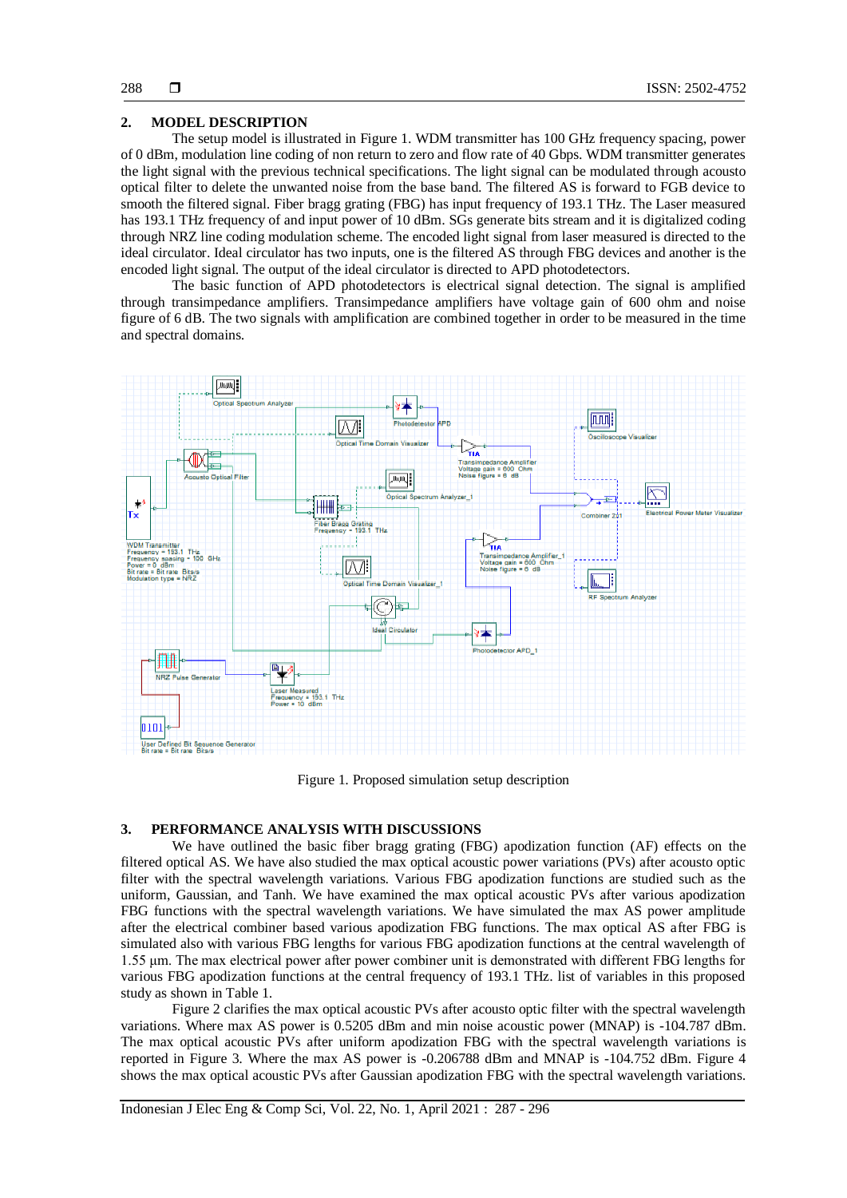## 2. MODEL DESCRIPTION

The setup model is illustrated in Figure 1. WDM transmitter has 100 GHz frequency spacing, power of 0 dBm, modulation line coding of non return to zero and flow rate of 40 Gbps. WDM transmitter generates the light signal with the previous technical specifications. The light signal can be modulated through acousto optical filter to delete the unwanted noise from the base band. The filtered AS is forward to FGB device to smooth the filtered signal. Fiber bragg grating (FBG) has input frequency of 193.1 THz. The Laser measured has 193.1 THz frequency of and input power of 10 dBm. SGs generate bits stream and it is digitalized coding through NRZ line coding modulation scheme. The encoded light signal from laser measured is directed to the ideal circulator. Ideal circulator has two inputs, one is the filtered AS through FBG devices and another is the encoded light signal. The output of the ideal circulator is directed to APD photodetectors.

The basic function of APD photodetectors is electrical signal detection. The signal is amplified through transimpedance amplifiers. Transimpedance amplifiers have voltage gain of 600 ohm and noise figure of 6 dB. The two signals with amplification are combined together in order to be measured in the time and spectral domains.

Figure 1. Proposed simulation setup description

## 3. PERFORMANCE ANALYSIS WITH DISCUSSIONS

We have outlined the basic fiber bragg grating (FBG) apodization function (AF) effects on the filtered optical AS. We have also studied the max optical acoustic power variations (PVs) after acousto optic filter with the spectral wavelength variations. Various FBG apodization functions are studied such as the uniform, Gaussian, and Tanh. We have examined the max optical acoustic PVs after various apodization FBG functions with the spectral wavelength variations. We have simulated the max AS power amplitude after the electrical combiner based various apodization FBG functions. The max optical AS after FBG is simulated also with various FBG lengths for various FBG apodization functions at the central wavelength of 1.55 µm. The max electrical power after power combiner unit is demonstrated with different FBG lengths for various FBG apodization functions at the central frequency of 193.1 THz. list of variables in this proposed study as shown in Table 1.

Figure 2 clarifies the max optical acoustic PVs after acousto optic filter with the spectral wavelength variations. Where max AS power is 0.5205 dBm and min noise acoustic power (MNAP) is -104.787 dBm. The max optical acoustic PVs after uniform apodization FBG with the spectral wavelength variations is reported in Figure 3. Where the max AS power is -0.206788 dBm and MNAP is -104.752 dBm. Figure 4 shows the max optical acoustic PVs after Gaussian apodization FBG with the spectral wavelength variations.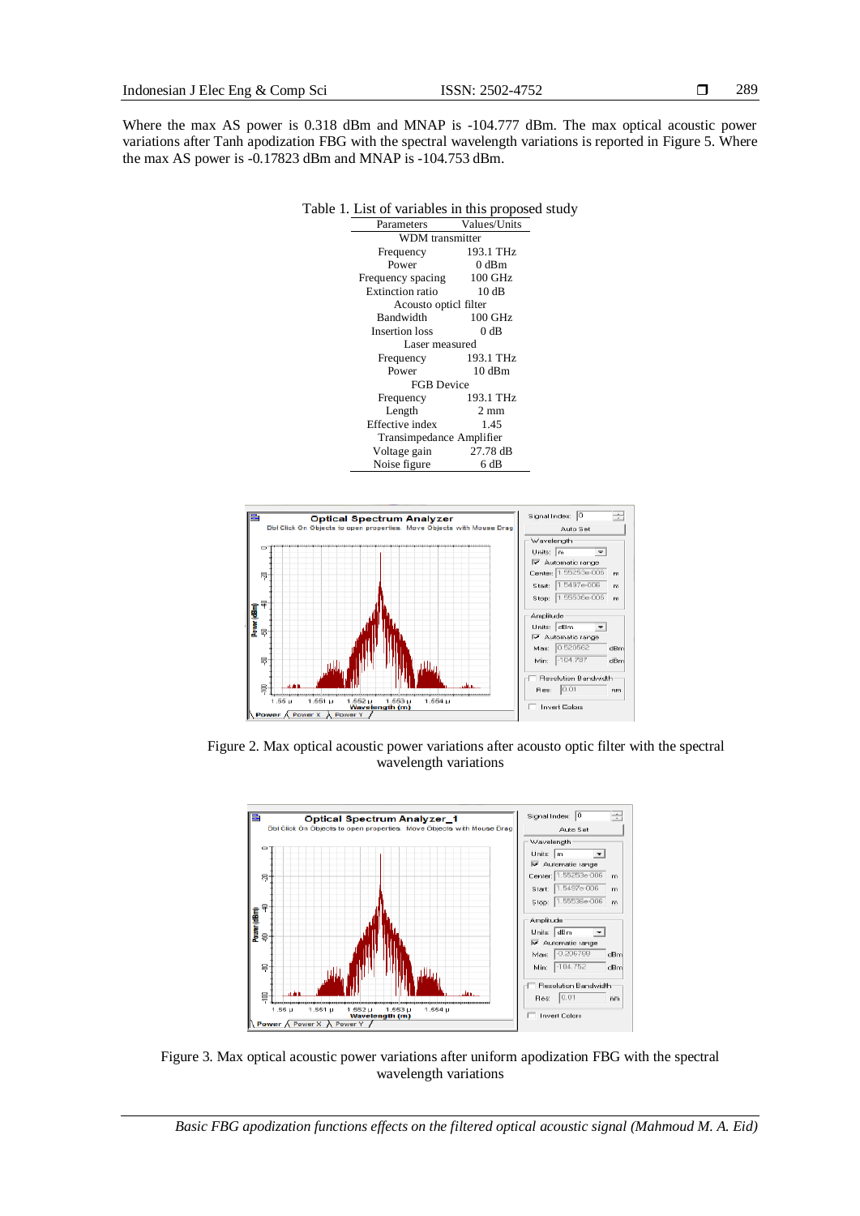Where the max AS power is 0.318 dBm and MNAP is -104.777 dBm. The max optical acoustic power variations after Tanh apodization FBG with the spectral wavelength variations is reported in Figure 5. Where the max AS power is -0.17823 dBm and MNAP is -104.753 dBm.

Table 1. List of variables in this proposed study

| Parameters | Values/Units |
|---|---|
| WDM transmitter | |
| Frequency | 193.1 THz |
| Power | 0 dBm |
| Frequency spacing | 100 GHz |
| Extinction ratio | 10 dB |
| Acousto opticl filter | |
| Bandwidth | 100 GHz |
| Insertion loss | 0 dB |
| Laser measured | |
| Frequency | 193.1 THz |
| Power | 10 dBm |
| FGB Device | |
| Frequency | 193.1 THz |
| Length | 2 mm |
| Effective index | 1.45 |
| Transimpedance Amplifier | |
| Voltage gain | 27.78 dB |
| Noise figure | 6 dB |

Figure 2. Max optical acoustic power variations after acousto optic filter with the spectral wavelength variations

Figure 3. Max optical acoustic power variations after uniform apodization FBG with the spectral wavelength variations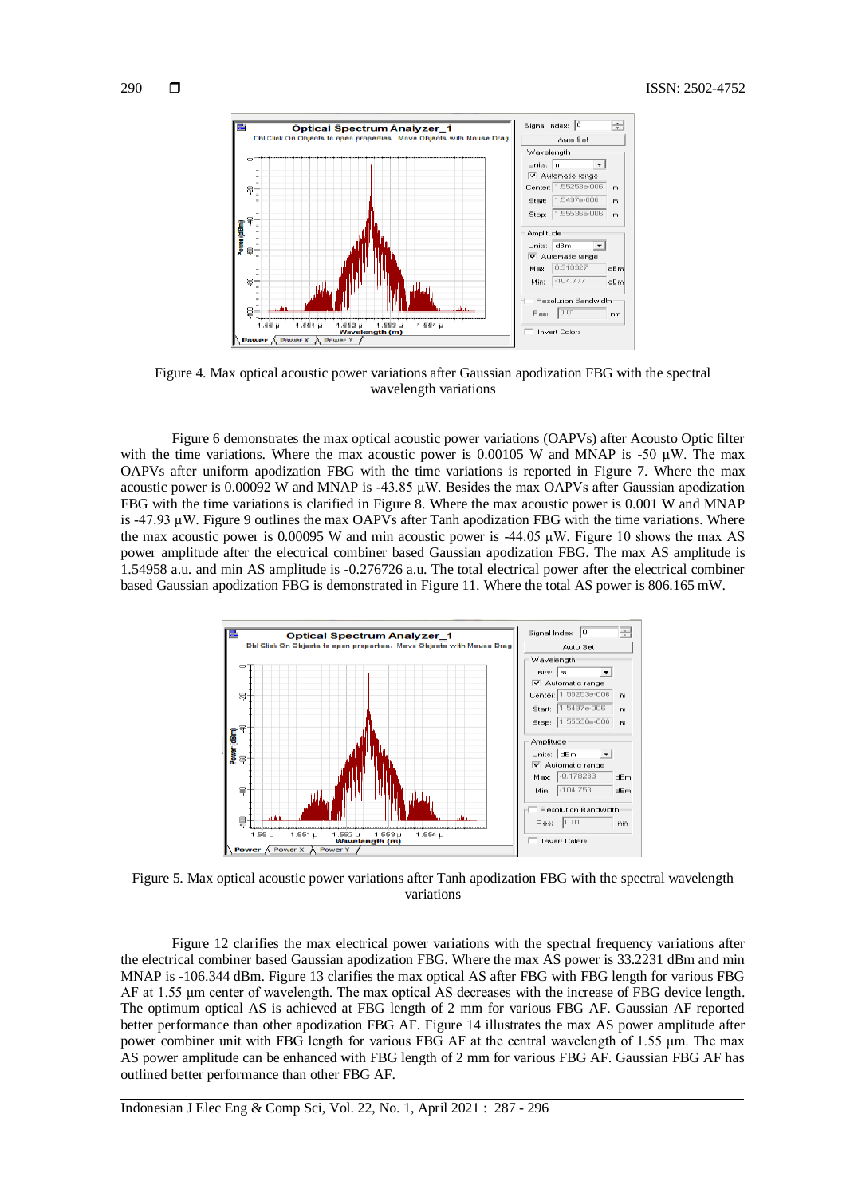Figure 4. Max optical acoustic power variations after Gaussian apodization FBG with the spectral wavelength variations

Figure 6 demonstrates the max optical acoustic power variations (OAPVs) after Acousto Optic filter with the time variations. Where the max acoustic power is 0.00105 W and MNAP is -50 µW. The max OAPVs after uniform apodization FBG with the time variations is reported in Figure 7. Where the max acoustic power is 0.00092 W and MNAP is -43.85 µW. Besides the max OAPVs after Gaussian apodization FBG with the time variations is clarified in Figure 8. Where the max acoustic power is 0.001 W and MNAP is -47.93 µW. Figure 9 outlines the max OAPVs after Tanh apodization FBG with the time variations. Where the max acoustic power is 0.00095 W and min acoustic power is -44.05 µW. Figure 10 shows the max AS power amplitude after the electrical combiner based Gaussian apodization FBG. The max AS amplitude is 1.54958 a.u. and min AS amplitude is -0.276726 a.u. The total electrical power after the electrical combiner based Gaussian apodization FBG is demonstrated in Figure 11. Where the total AS power is 806.165 mW.

Figure 5. Max optical acoustic power variations after Tanh apodization FBG with the spectral wavelength variations

Figure 12 clarifies the max electrical power variations with the spectral frequency variations after the electrical combiner based Gaussian apodization FBG. Where the max AS power is 33.2231 dBm and min MNAP is -106.344 dBm. Figure 13 clarifies the max optical AS after FBG with FBG length for various FBG AF at 1.55 µm center of wavelength. The max optical AS decreases with the increase of FBG device length. The optimum optical AS is achieved at FBG length of 2 mm for various FBG AF. Gaussian AF reported better performance than other apodization FBG AF. Figure 14 illustrates the max AS power amplitude after power combiner unit with FBG length for various FBG AF at the central wavelength of 1.55 µm. The max AS power amplitude can be enhanced with FBG length of 2 mm for various FBG AF. Gaussian FBG AF has outlined better performance than other FBG AF.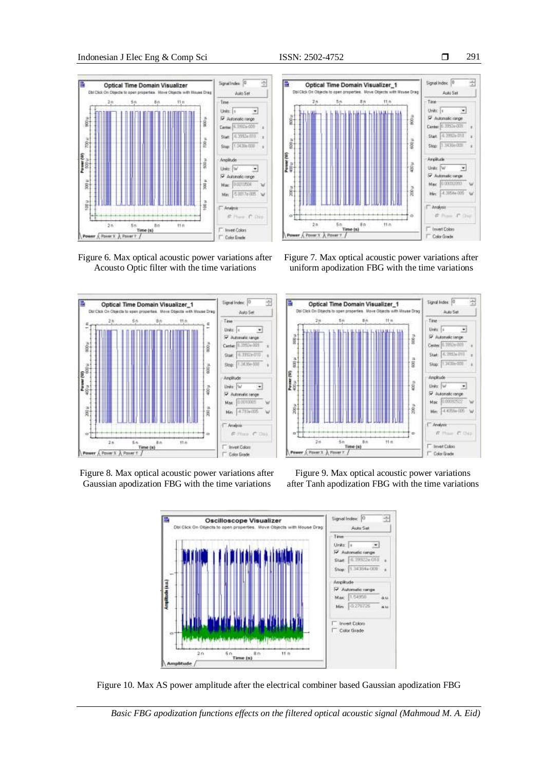Figure 6. Max optical acoustic power variations after Acousto Optic filter with the time variations

Figure 7. Max optical acoustic power variations after uniform apodization FBG with the time variations

Figure 8. Max optical acoustic power variations after Gaussian apodization FBG with the time variations

Figure 9. Max optical acoustic power variations after Tanh apodization FBG with the time variations

Figure 10. Max AS power amplitude after the electrical combiner based Gaussian apodization FBG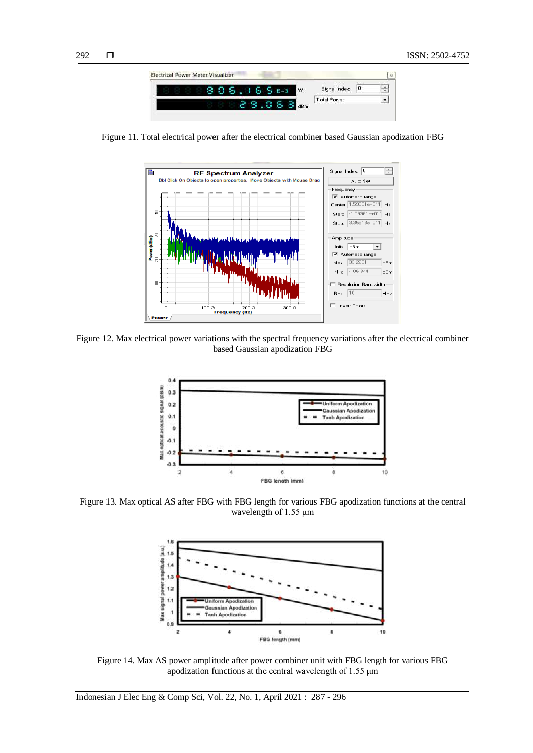Figure 11. Total electrical power after the electrical combiner based Gaussian apodization FBG

Figure 12. Max electrical power variations with the spectral frequency variations after the electrical combiner based Gaussian apodization FBG

Figure 13. Max optical AS after FBG with FBG length for various FBG apodization functions at the central wavelength of 1.55 µm

Figure 14. Max AS power amplitude after power combiner unit with FBG length for various FBG apodization functions at the central wavelength of 1.55 µm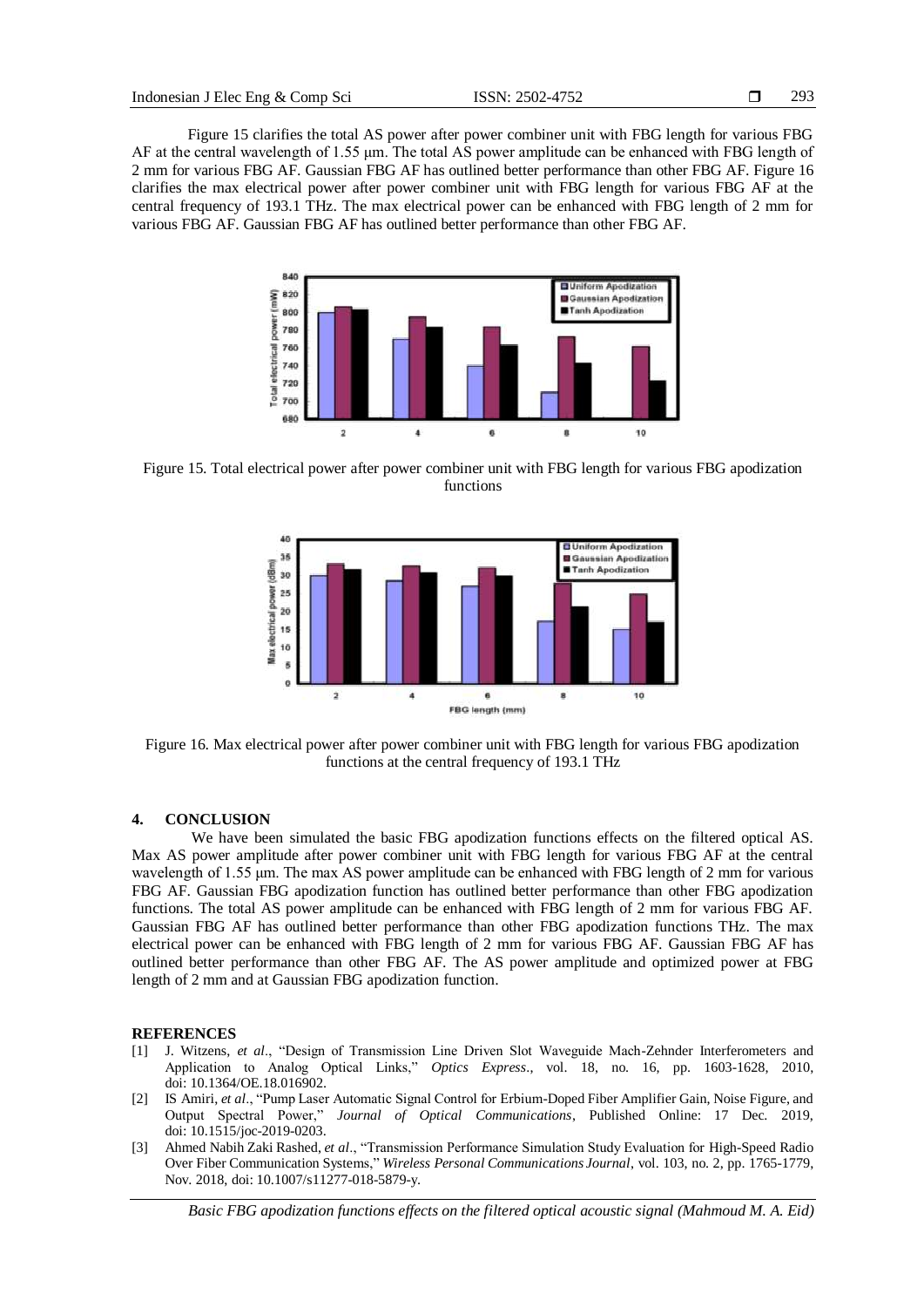Figure 15 clarifies the total AS power after power combiner unit with FBG length for various FBG AF at the central wavelength of 1.55 μm. The total AS power amplitude can be enhanced with FBG length of 2 mm for various FBG AF. Gaussian FBG AF has outlined better performance than other FBG AF. Figure 16 clarifies the max electrical power after power combiner unit with FBG length for various FBG AF at the central frequency of 193.1 THz. The max electrical power can be enhanced with FBG length of 2 mm for various FBG AF. Gaussian FBG AF has outlined better performance than other FBG AF.

Figure 15. Total electrical power after power combiner unit with FBG length for various FBG apodization functions

Figure 16. Max electrical power after power combiner unit with FBG length for various FBG apodization functions at the central frequency of 193.1 THz

## 4. CONCLUSION

We have been simulated the basic FBG apodization functions effects on the filtered optical AS. Max AS power amplitude after power combiner unit with FBG length for various FBG AF at the central wavelength of 1.55 μm. The max AS power amplitude can be enhanced with FBG length of 2 mm for various FBG AF. Gaussian FBG apodization function has outlined better performance than other FBG apodization functions. The total AS power amplitude can be enhanced with FBG length of 2 mm for various FBG AF. Gaussian FBG AF has outlined better performance than other FBG apodization functions THz. The max electrical power can be enhanced with FBG length of 2 mm for various FBG AF. Gaussian FBG AF has outlined better performance than other FBG AF. The AS power amplitude and optimized power at FBG length of 2 mm and at Gaussian FBG apodization function.

## REFERENCES

[1] J. Witzens, *et al*., "Design of Transmission Line Driven Slot Waveguide Mach-Zehnder Interferometers and Application to Analog Optical Links," *Optics Express*., vol. 18, no. 16, pp. 1603-1628, 2010, doi: 10.1364/OE.18.016902.

[2] IS Amiri, *et al*., "Pump Laser Automatic Signal Control for Erbium-Doped Fiber Amplifier Gain, Noise Figure, and Output Spectral Power," *Journal of Optical Communications*, Published Online: 17 Dec. 2019, doi: 10.1515/joc-2019-0203.

[3] Ahmed Nabih Zaki Rashed, *et al*., "Transmission Performance Simulation Study Evaluation for High-Speed Radio Over Fiber Communication Systems," *Wireless Personal Communications Journal*, vol. 103, no. 2, pp. 1765-1779, Nov. 2018, doi: 10.1007/s11277-018-5879-y.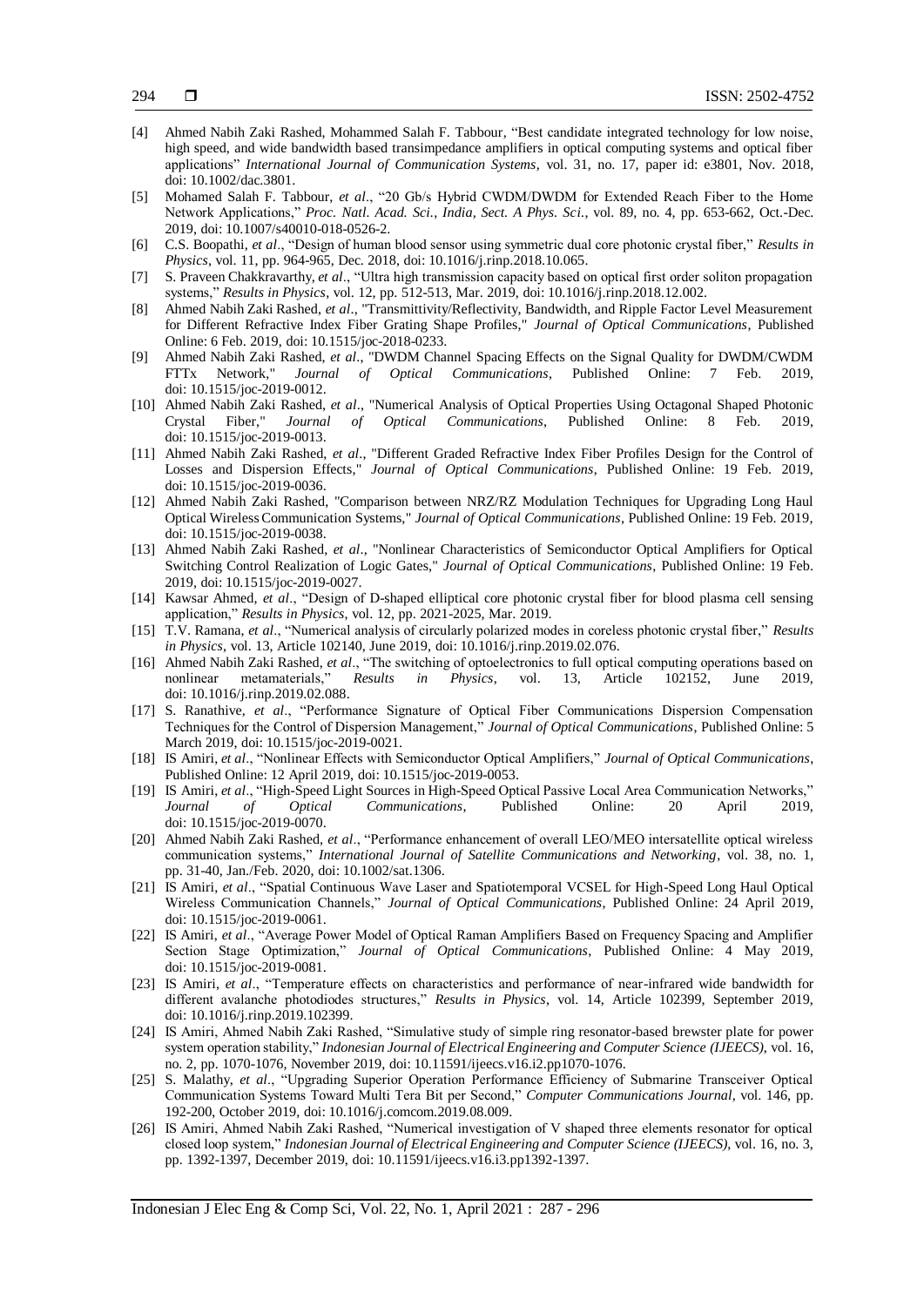[4] Ahmed Nabih Zaki Rashed, Mohammed Salah F. Tabbour, "Best candidate integrated technology for low noise, high speed, and wide bandwidth based transimpedance amplifiers in optical computing systems and optical fiber applications" *International Journal of Communication Systems*, vol. 31, no. 17, paper id: e3801, Nov. 2018, doi: 10.1002/dac.3801.

[5] Mohamed Salah F. Tabbour, *et al*., "20 Gb/s Hybrid CWDM/DWDM for Extended Reach Fiber to the Home Network Applications," *Proc. Natl. Acad. Sci., India, Sect. A Phys. Sci.*, vol. 89, no. 4, pp. 653-662, Oct.-Dec. 2019, doi: 10.1007/s40010-018-0526-2.

[6] C.S. Boopathi, *et al*., "Design of human blood sensor using symmetric dual core photonic crystal fiber," *Results in Physics*, vol. 11, pp. 964-965, Dec. 2018, doi: 10.1016/j.rinp.2018.10.065.

[7] S. Praveen Chakkravarthy, *et al*., "Ultra high transmission capacity based on optical first order soliton propagation systems," *Results in Physics*, vol. 12, pp. 512-513, Mar. 2019, doi: 10.1016/j.rinp.2018.12.002.

[8] Ahmed Nabih Zaki Rashed, *et al*., "Transmittivity/Reflectivity, Bandwidth, and Ripple Factor Level Measurement for Different Refractive Index Fiber Grating Shape Profiles," *Journal of Optical Communications*, Published Online: 6 Feb. 2019, doi: 10.1515/joc-2018-0233.

[9] Ahmed Nabih Zaki Rashed, *et al*., "DWDM Channel Spacing Effects on the Signal Quality for DWDM/CWDM FTTx Network," *Journal of Optical Communications*, Published Online: 7 Feb. 2019, doi: 10.1515/joc-2019-0012.

[10] Ahmed Nabih Zaki Rashed, *et al*., "Numerical Analysis of Optical Properties Using Octagonal Shaped Photonic Crystal Fiber," *Journal of Optical Communications*, Published Online: 8 Feb. 2019, doi: 10.1515/joc-2019-0013.

[11] Ahmed Nabih Zaki Rashed, *et al*., "Different Graded Refractive Index Fiber Profiles Design for the Control of Losses and Dispersion Effects," *Journal of Optical Communications*, Published Online: 19 Feb. 2019, doi: 10.1515/joc-2019-0036.

[12] Ahmed Nabih Zaki Rashed, "Comparison between NRZ/RZ Modulation Techniques for Upgrading Long Haul Optical Wireless Communication Systems," *Journal of Optical Communications*, Published Online: 19 Feb. 2019, doi: 10.1515/joc-2019-0038.

[13] Ahmed Nabih Zaki Rashed, *et al*., "Nonlinear Characteristics of Semiconductor Optical Amplifiers for Optical Switching Control Realization of Logic Gates," *Journal of Optical Communications*, Published Online: 19 Feb. 2019, doi: 10.1515/joc-2019-0027.

[14] Kawsar Ahmed, *et al*., "Design of D-shaped elliptical core photonic crystal fiber for blood plasma cell sensing application," *Results in Physics*, vol. 12, pp. 2021-2025, Mar. 2019.

[15] T.V. Ramana, *et al*., "Numerical analysis of circularly polarized modes in coreless photonic crystal fiber," *Results in Physics*, vol. 13, Article 102140, June 2019, doi: 10.1016/j.rinp.2019.02.076.

[16] Ahmed Nabih Zaki Rashed, *et al*., "The switching of optoelectronics to full optical computing operations based on nonlinear metamaterials," *Results in Physics*, vol. 13, Article 102152, June 2019, doi: 10.1016/j.rinp.2019.02.088.

[17] S. Ranathive, *et al*., "Performance Signature of Optical Fiber Communications Dispersion Compensation Techniques for the Control of Dispersion Management," *Journal of Optical Communications*, Published Online: 5 March 2019, doi: 10.1515/joc-2019-0021.

[18] IS Amiri, *et al*., "Nonlinear Effects with Semiconductor Optical Amplifiers," *Journal of Optical Communications*, Published Online: 12 April 2019, doi: 10.1515/joc-2019-0053.

[19] IS Amiri, *et al*., "High-Speed Light Sources in High-Speed Optical Passive Local Area Communication Networks," *Journal of Optical Communications*, Published Online: 20 April 2019, doi: 10.1515/joc-2019-0070.

[20] Ahmed Nabih Zaki Rashed, *et al*., "Performance enhancement of overall LEO/MEO intersatellite optical wireless communication systems," *International Journal of Satellite Communications and Networking*, vol. 38, no. 1, pp. 31-40, Jan./Feb. 2020, doi: 10.1002/sat.1306.

[21] IS Amiri, *et al*., "Spatial Continuous Wave Laser and Spatiotemporal VCSEL for High-Speed Long Haul Optical Wireless Communication Channels," *Journal of Optical Communications*, Published Online: 24 April 2019, doi: 10.1515/joc-2019-0061.

[22] IS Amiri, *et al*., "Average Power Model of Optical Raman Amplifiers Based on Frequency Spacing and Amplifier Section Stage Optimization," *Journal of Optical Communications*, Published Online: 4 May 2019, doi: 10.1515/joc-2019-0081.

[23] IS Amiri, *et al*., "Temperature effects on characteristics and performance of near-infrared wide bandwidth for different avalanche photodiodes structures," *Results in Physics*, vol. 14, Article 102399, September 2019, doi: 10.1016/j.rinp.2019.102399.

[24] IS Amiri, Ahmed Nabih Zaki Rashed, "Simulative study of simple ring resonator-based brewster plate for power system operation stability," *Indonesian Journal of Electrical Engineering and Computer Science (IJEECS)*, vol. 16, no. 2, pp. 1070-1076, November 2019, doi: 10.11591/ijeecs.v16.i2.pp1070-1076.

[25] S. Malathy, *et al*., "Upgrading Superior Operation Performance Efficiency of Submarine Transceiver Optical Communication Systems Toward Multi Tera Bit per Second," *Computer Communications Journal*, vol. 146, pp. 192-200, October 2019, doi: 10.1016/j.comcom.2019.08.009.

[26] IS Amiri, Ahmed Nabih Zaki Rashed, "Numerical investigation of V shaped three elements resonator for optical closed loop system," *Indonesian Journal of Electrical Engineering and Computer Science (IJEECS)*, vol. 16, no. 3, pp. 1392-1397, December 2019, doi: 10.11591/ijeecs.v16.i3.pp1392-1397.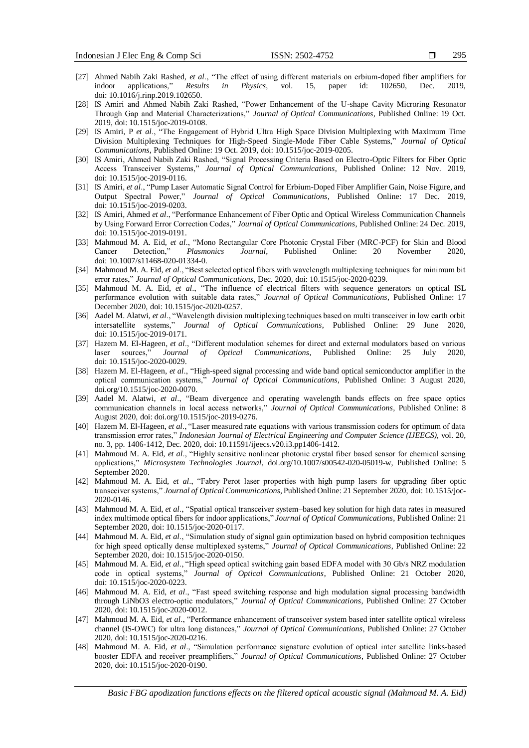[27] Ahmed Nabih Zaki Rashed, *et al*., "The effect of using different materials on erbium-doped fiber amplifiers for indoor applications," *Results in Physics*, vol. 15, paper id: 102650, Dec. 2019, doi: 10.1016/j.rinp.2019.102650.

[28] IS Amiri and Ahmed Nabih Zaki Rashed, "Power Enhancement of the U-shape Cavity Microring Resonator Through Gap and Material Characterizations," *Journal of Optical Communications*, Published Online: 19 Oct. 2019, doi: 10.1515/joc-2019-0108.

[29] IS Amiri, P *et al*., "The Engagement of Hybrid Ultra High Space Division Multiplexing with Maximum Time Division Multiplexing Techniques for High-Speed Single-Mode Fiber Cable Systems," *Journal of Optical Communications*, Published Online: 19 Oct. 2019, doi: 10.1515/joc-2019-0205.

[30] IS Amiri, Ahmed Nabih Zaki Rashed, "Signal Processing Criteria Based on Electro-Optic Filters for Fiber Optic Access Transceiver Systems," *Journal of Optical Communications*, Published Online: 12 Nov. 2019, doi: 10.1515/joc-2019-0116.

[31] IS Amiri, *et al*., "Pump Laser Automatic Signal Control for Erbium-Doped Fiber Amplifier Gain, Noise Figure, and Output Spectral Power," *Journal of Optical Communications*, Published Online: 17 Dec. 2019, doi: 10.1515/joc-2019-0203.

[32] IS Amiri, Ahmed *et al*., "Performance Enhancement of Fiber Optic and Optical Wireless Communication Channels by Using Forward Error Correction Codes," *Journal of Optical Communications*, Published Online: 24 Dec. 2019, doi: 10.1515/joc-2019-0191.

[33] Mahmoud M. A. Eid, *et al*., "Mono Rectangular Core Photonic Crystal Fiber (MRC-PCF) for Skin and Blood Cancer Detection," *Plasmonics Journal*, Published Online: 20 November 2020, doi: 10.1007/s11468-020-01334-0.

[34] Mahmoud M. A. Eid, *et al*., "Best selected optical fibers with wavelength multiplexing techniques for minimum bit error rates," *Journal of Optical Communications*, Dec. 2020, doi: 10.1515/joc-2020-0239.

[35] Mahmoud M. A. Eid, *et al*., "The influence of electrical filters with sequence generators on optical ISL performance evolution with suitable data rates," *Journal of Optical Communications*, Published Online: 17 December 2020, doi: 10.1515/joc-2020-0257.

[36] Aadel M. Alatwi, *et al*., "Wavelength division multiplexing techniques based on multi transceiver in low earth orbit intersatellite systems," *Journal of Optical Communications*, Published Online: 29 June 2020, doi: 10.1515/joc-2019-0171.

[37] Hazem M. El-Hageen, *et al*., "Different modulation schemes for direct and external modulators based on various laser sources," *Journal of Optical Communications*, Published Online: 25 July 2020, doi: 10.1515/joc-2020-0029.

[38] Hazem M. El-Hageen, *et al*., "High-speed signal processing and wide band optical semiconductor amplifier in the optical communication systems," *Journal of Optical Communications*, Published Online: 3 August 2020, doi.org/10.1515/joc-2020-0070.

[39] Aadel M. Alatwi, *et al*., "Beam divergence and operating wavelength bands effects on free space optics communication channels in local access networks," *Journal of Optical Communications*, Published Online: 8 August 2020, doi: doi.org/10.1515/joc-2019-0276.

[40] Hazem M. El-Hageen, *et al*., "Laser measured rate equations with various transmission coders for optimum of data transmission error rates," *Indonesian Journal of Electrical Engineering and Computer Science (IJEECS)*, vol. 20, no. 3, pp. 1406-1412, Dec. 2020, doi: 10.11591/ijeecs.v20.i3.pp1406-1412.

[41] Mahmoud M. A. Eid, *et al*., "Highly sensitive nonlinear photonic crystal fiber based sensor for chemical sensing applications," *Microsystem Technologies Journal*, doi.org/10.1007/s00542-020-05019-w, Published Online: 5 September 2020.

[42] Mahmoud M. A. Eid, *et al*., "Fabry Perot laser properties with high pump lasers for upgrading fiber optic transceiver systems," *Journal of Optical Communications*, Published Online: 21 September 2020, doi: 10.1515/joc-2020-0146.

[43] Mahmoud M. A. Eid, *et al*., "Spatial optical transceiver system–based key solution for high data rates in measured index multimode optical fibers for indoor applications," *Journal of Optical Communications*, Published Online: 21 September 2020, doi: 10.1515/joc-2020-0117.

[44] Mahmoud M. A. Eid, *et al*., "Simulation study of signal gain optimization based on hybrid composition techniques for high speed optically dense multiplexed systems," *Journal of Optical Communications*, Published Online: 22 September 2020, doi: 10.1515/joc-2020-0150.

[45] Mahmoud M. A. Eid, *et al*., "High speed optical switching gain based EDFA model with 30 Gb/s NRZ modulation code in optical systems," *Journal of Optical Communications*, Published Online: 21 October 2020, doi: 10.1515/joc-2020-0223.

[46] Mahmoud M. A. Eid, *et al*., "Fast speed switching response and high modulation signal processing bandwidth through LiNbO3 electro-optic modulators," *Journal of Optical Communications*, Published Online: 27 October 2020, doi: 10.1515/joc-2020-0012.

[47] Mahmoud M. A. Eid, *et al*., "Performance enhancement of transceiver system based inter satellite optical wireless channel (IS-OWC) for ultra long distances," *Journal of Optical Communications*, Published Online: 27 October 2020, doi: 10.1515/joc-2020-0216.

[48] Mahmoud M. A. Eid, *et al*., "Simulation performance signature evolution of optical inter satellite links-based booster EDFA and receiver preamplifiers," *Journal of Optical Communications*, Published Online: 27 October 2020, doi: 10.1515/joc-2020-0190.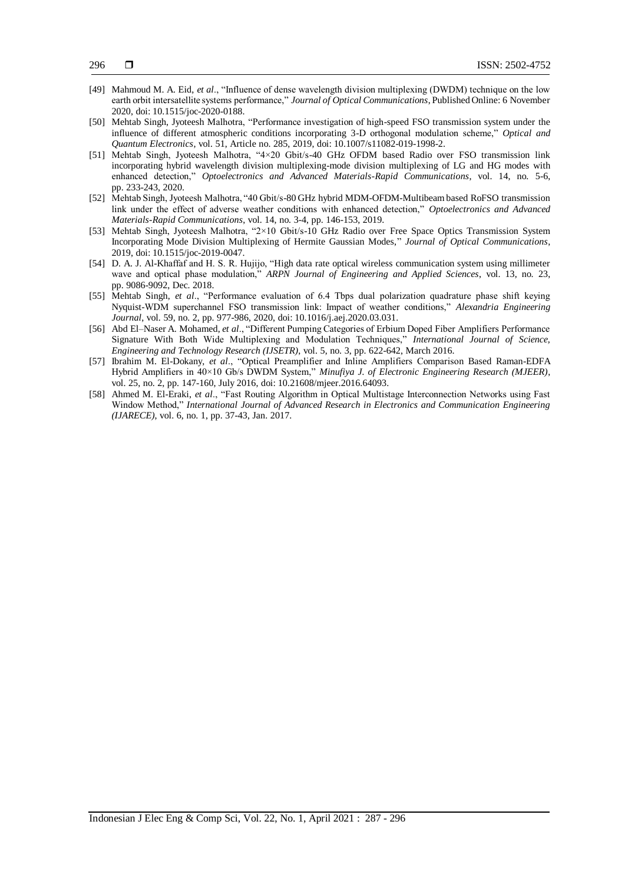[49] Mahmoud M. A. Eid, *et al*., "Influence of dense wavelength division multiplexing (DWDM) technique on the low earth orbit intersatellite systems performance," *Journal of Optical Communications*, Published Online: 6 November 2020, doi: 10.1515/joc-2020-0188.

[50] Mehtab Singh, Jyoteesh Malhotra, "Performance investigation of high-speed FSO transmission system under the influence of different atmospheric conditions incorporating 3-D orthogonal modulation scheme," *Optical and Quantum Electronics*, vol. 51, Article no. 285, 2019, doi: 10.1007/s11082-019-1998-2.

[51] Mehtab Singh, Jyoteesh Malhotra, "4×20 Gbit/s-40 GHz OFDM based Radio over FSO transmission link incorporating hybrid wavelength division multiplexing-mode division multiplexing of LG and HG modes with enhanced detection," *Optoelectronics and Advanced Materials-Rapid Communications*, vol. 14, no. 5-6, pp. 233-243, 2020.

[52] Mehtab Singh, Jyoteesh Malhotra, "40 Gbit/s-80 GHz hybrid MDM-OFDM-Multibeam based RoFSO transmission link under the effect of adverse weather conditions with enhanced detection," *Optoelectronics and Advanced Materials-Rapid Communications*, vol. 14, no. 3-4, pp. 146-153, 2019.

[53] Mehtab Singh, Jyoteesh Malhotra, "2×10 Gbit/s-10 GHz Radio over Free Space Optics Transmission System Incorporating Mode Division Multiplexing of Hermite Gaussian Modes," *Journal of Optical Communications*, 2019, doi: 10.1515/joc-2019-0047.

[54] D. A. J. Al-Khaffaf and H. S. R. Hujijo, "High data rate optical wireless communication system using millimeter wave and optical phase modulation," *ARPN Journal of Engineering and Applied Sciences*, vol. 13, no. 23, pp. 9086-9092, Dec. 2018.

[55] Mehtab Singh, *et al*., "Performance evaluation of 6.4 Tbps dual polarization quadrature phase shift keying Nyquist-WDM superchannel FSO transmission link: Impact of weather conditions," *Alexandria Engineering Journal*, vol. 59, no. 2, pp. 977-986, 2020, doi: 10.1016/j.aej.2020.03.031.

[56] Abd El–Naser A. Mohamed, *et al*., "Different Pumping Categories of Erbium Doped Fiber Amplifiers Performance Signature With Both Wide Multiplexing and Modulation Techniques," *International Journal of Science, Engineering and Technology Research (IJSETR)*, vol. 5, no. 3, pp. 622-642, March 2016.

[57] Ibrahim M. El-Dokany, *et al*., "Optical Preamplifier and Inline Amplifiers Comparison Based Raman-EDFA Hybrid Amplifiers in 40×10 Gb/s DWDM System," *Minufiya J. of Electronic Engineering Research (MJEER)*, vol. 25, no. 2, pp. 147-160, July 2016, doi: 10.21608/mjeer.2016.64093.

[58] Ahmed M. El-Eraki, *et al*., "Fast Routing Algorithm in Optical Multistage Interconnection Networks using Fast Window Method," *International Journal of Advanced Research in Electronics and Communication Engineering (IJARECE)*, vol. 6, no. 1, pp. 37-43, Jan. 2017.